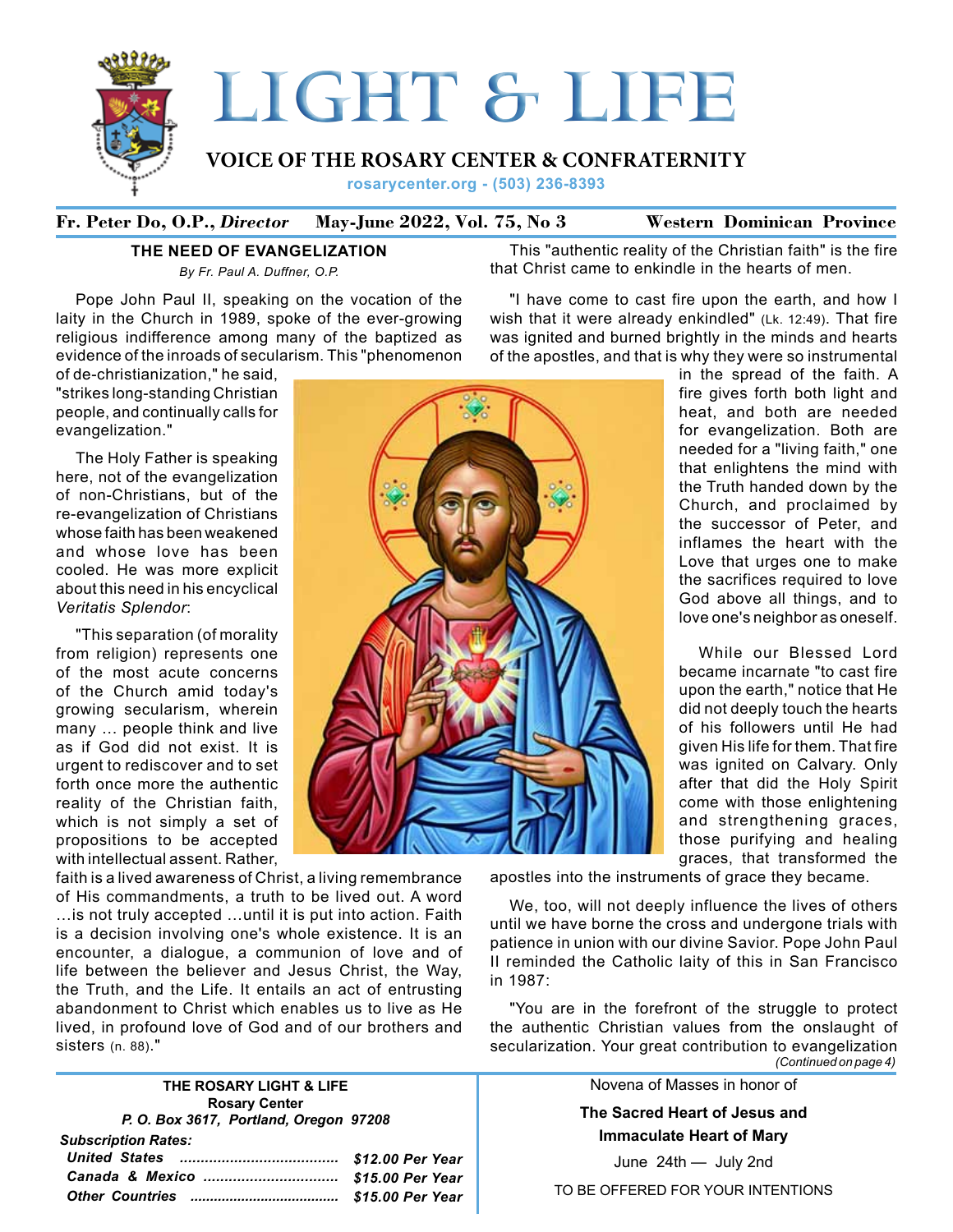# LIGHT & LIFE

**VOICE OF THE ROSARY CENTER & CONFRATERNITY**

rosarycenter.org - (503) 236-8393

**Fr. Peter Do, O.P., *Director*** **May-June 2022, Vol. 75, No 3** **Western Dominican Province**

## THE NEED OF EVANGELIZATION

*By Fr. Paul A. Duffner, O.P.*

Pope John Paul II, speaking on the vocation of the laity in the Church in 1989, spoke of the ever-growing religious indifference among many of the baptized as evidence of the inroads of secularism. This "phenomenon of de-christianization," he said, "strikes long-standing Christian people, and continually calls for evangelization."

The Holy Father is speaking here, not of the evangelization of non-Christians, but of the re-evangelization of Christians whose faith has been weakened and whose love has been cooled. He was more explicit about this need in his encyclical *Veritatis Splendor*:

"This separation (of morality from religion) represents one of the most acute concerns of the Church amid today's growing secularism, wherein many ... people think and live as if God did not exist. It is urgent to rediscover and to set forth once more the authentic reality of the Christian faith, which is not simply a set of propositions to be accepted with intellectual assent. Rather, faith is a lived awareness of Christ, a living remembrance of His commandments, a truth to be lived out. A word …is not truly accepted …until it is put into action. Faith is a decision involving one's whole existence. It is an encounter, a dialogue, a communion of love and of life between the believer and Jesus Christ, the Way, the Truth, and the Life. It entails an act of entrusting abandonment to Christ which enables us to live as He lived, in profound love of God and of our brothers and sisters (n. 88)."

This "authentic reality of the Christian faith" is the fire that Christ came to enkindle in the hearts of men.

"I have come to cast fire upon the earth, and how I wish that it were already enkindled" (Lk. 12:49). That fire was ignited and burned brightly in the minds and hearts of the apostles, and that is why they were so instrumental in the spread of the faith. A fire gives forth both light and heat, and both are needed for evangelization. Both are needed for a "living faith," one that enlightens the mind with the Truth handed down by the Church, and proclaimed by the successor of Peter, and inflames the heart with the Love that urges one to make the sacrifices required to love God above all things, and to love one's neighbor as oneself.

While our Blessed Lord became incarnate "to cast fire upon the earth," notice that He did not deeply touch the hearts of his followers until He had given His life for them. That fire was ignited on Calvary. Only after that did the Holy Spirit come with those enlightening and strengthening graces, those purifying and healing graces, that transformed the apostles into the instruments of grace they became.

We, too, will not deeply influence the lives of others until we have borne the cross and undergone trials with patience in union with our divine Savior. Pope John Paul II reminded the Catholic laity of this in San Francisco in 1987:

"You are in the forefront of the struggle to protect the authentic Christian values from the onslaught of secularization. Your great contribution to evangelization

*(Continued on page 4)*

---

**THE ROSARY LIGHT & LIFE**
**Rosary Center**
***P. O. Box 3617, Portland, Oregon 97208***

***Subscription Rates:***

| | |
|---|---|
| ***United States*** | ***$12.00 Per Year*** |
| ***Canada & Mexico*** | ***$15.00 Per Year*** |
| ***Other Countries*** | ***$15.00 Per Year*** |

---

Novena of Masses in honor of

**The Sacred Heart of Jesus and Immaculate Heart of Mary**

June 24th — July 2nd

TO BE OFFERED FOR YOUR INTENTIONS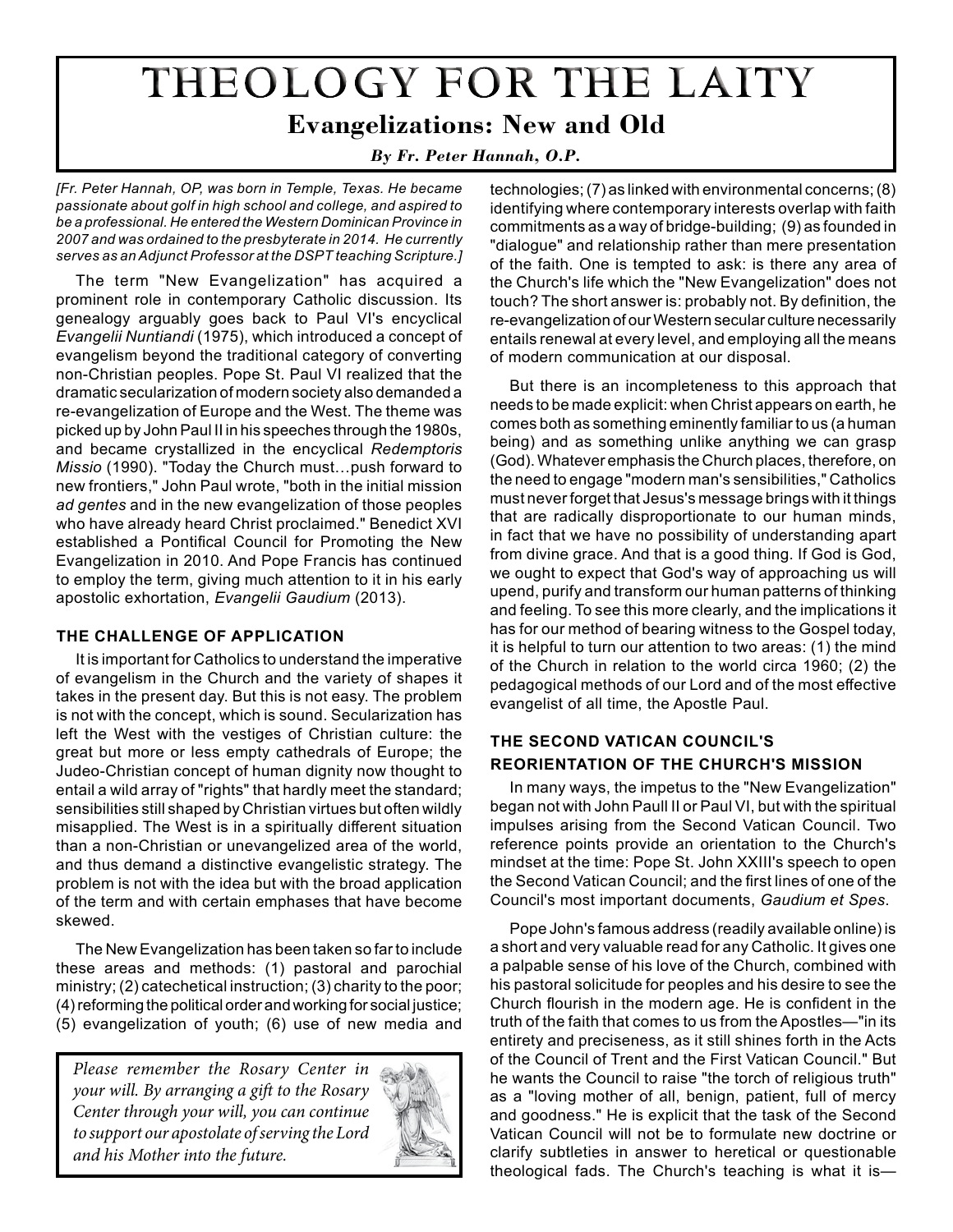# THEOLOGY FOR THE LAITY

## Evangelizations: New and Old

***By Fr. Peter Hannah, O.P.***

*[Fr. Peter Hannah, OP, was born in Temple, Texas. He became passionate about golf in high school and college, and aspired to be a professional. He entered the Western Dominican Province in 2007 and was ordained to the presbyterate in 2014. He currently serves as an Adjunct Professor at the DSPT teaching Scripture.]*

The term "New Evangelization" has acquired a prominent role in contemporary Catholic discussion. Its genealogy arguably goes back to Paul VI's encyclical *Evangelii Nuntiandi* (1975), which introduced a concept of evangelism beyond the traditional category of converting non-Christian peoples. Pope St. Paul VI realized that the dramatic secularization of modern society also demanded a re-evangelization of Europe and the West. The theme was picked up by John Paul II in his speeches through the 1980s, and became crystallized in the encyclical *Redemptoris Missio* (1990). "Today the Church must…push forward to new frontiers," John Paul wrote, "both in the initial mission *ad gentes* and in the new evangelization of those peoples who have already heard Christ proclaimed." Benedict XVI established a Pontifical Council for Promoting the New Evangelization in 2010. And Pope Francis has continued to employ the term, giving much attention to it in his early apostolic exhortation, *Evangelii Gaudium* (2013).

### THE CHALLENGE OF APPLICATION

It is important for Catholics to understand the imperative of evangelism in the Church and the variety of shapes it takes in the present day. But this is not easy. The problem is not with the concept, which is sound. Secularization has left the West with the vestiges of Christian culture: the great but more or less empty cathedrals of Europe; the Judeo-Christian concept of human dignity now thought to entail a wild array of "rights" that hardly meet the standard; sensibilities still shaped by Christian virtues but often wildly misapplied. The West is in a spiritually different situation than a non-Christian or unevangelized area of the world, and thus demand a distinctive evangelistic strategy. The problem is not with the idea but with the broad application of the term and with certain emphases that have become skewed.

The New Evangelization has been taken so far to include these areas and methods: (1) pastoral and parochial ministry; (2) catechetical instruction; (3) charity to the poor; (4) reforming the political order and working for social justice; (5) evangelization of youth; (6) use of new media and technologies; (7) as linked with environmental concerns; (8) identifying where contemporary interests overlap with faith commitments as a way of bridge-building; (9) as founded in "dialogue" and relationship rather than mere presentation of the faith. One is tempted to ask: is there any area of the Church's life which the "New Evangelization" does not touch? The short answer is: probably not. By definition, the re-evangelization of our Western secular culture necessarily entails renewal at every level, and employing all the means of modern communication at our disposal.

But there is an incompleteness to this approach that needs to be made explicit: when Christ appears on earth, he comes both as something eminently familiar to us (a human being) and as something unlike anything we can grasp (God). Whatever emphasis the Church places, therefore, on the need to engage "modern man's sensibilities," Catholics must never forget that Jesus's message brings with it things that are radically disproportionate to our human minds, in fact that we have no possibility of understanding apart from divine grace. And that is a good thing. If God is God, we ought to expect that God's way of approaching us will upend, purify and transform our human patterns of thinking and feeling. To see this more clearly, and the implications it has for our method of bearing witness to the Gospel today, it is helpful to turn our attention to two areas: (1) the mind of the Church in relation to the world circa 1960; (2) the pedagogical methods of our Lord and of the most effective evangelist of all time, the Apostle Paul.

### THE SECOND VATICAN COUNCIL'S REORIENTATION OF THE CHURCH'S MISSION

In many ways, the impetus to the "New Evangelization" began not with John Paull II or Paul VI, but with the spiritual impulses arising from the Second Vatican Council. Two reference points provide an orientation to the Church's mindset at the time: Pope St. John XXIII's speech to open the Second Vatican Council; and the first lines of one of the Council's most important documents, *Gaudium et Spes*.

Pope John's famous address (readily available online) is a short and very valuable read for any Catholic. It gives one a palpable sense of his love of the Church, combined with his pastoral solicitude for peoples and his desire to see the Church flourish in the modern age. He is confident in the truth of the faith that comes to us from the Apostles—"in its entirety and preciseness, as it still shines forth in the Acts of the Council of Trent and the First Vatican Council." But he wants the Council to raise "the torch of religious truth" as a "loving mother of all, benign, patient, full of mercy and goodness." He is explicit that the task of the Second Vatican Council will not be to formulate new doctrine or clarify subtleties in answer to heretical or questionable theological fads. The Church's teaching is what it is—

*Please remember the Rosary Center in your will. By arranging a gift to the Rosary Center through your will, you can continue to support our apostolate of serving the Lord and his Mother into the future.*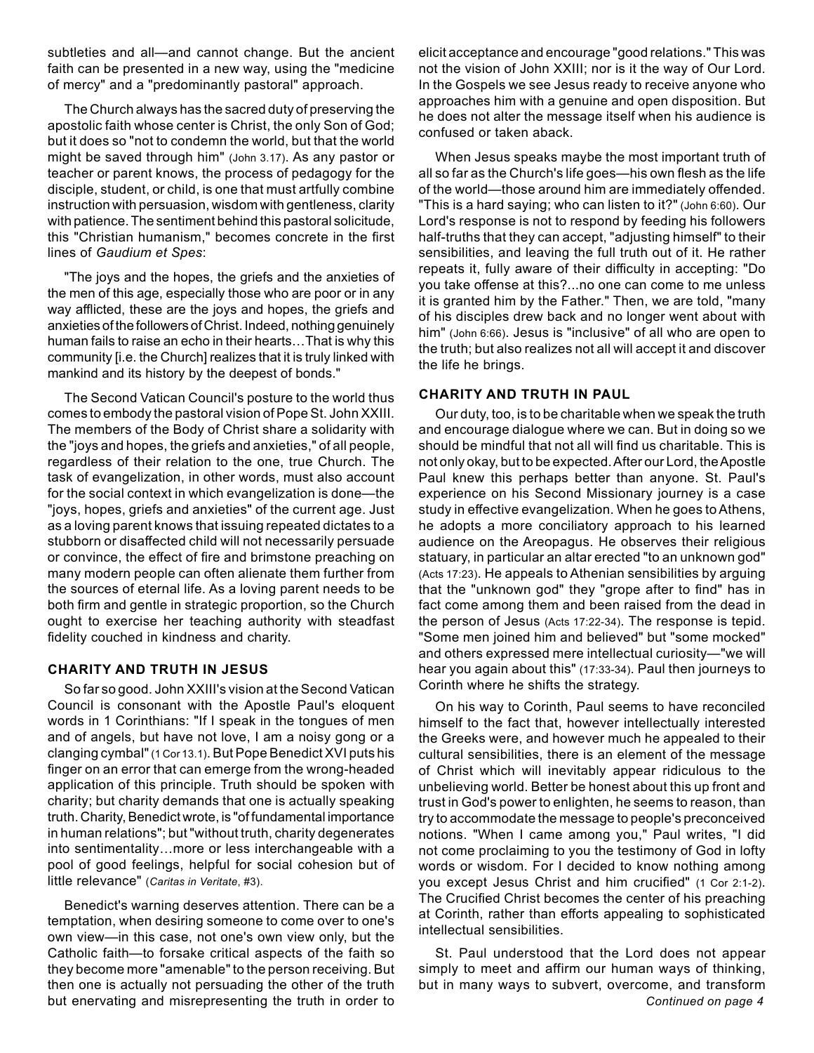subtleties and all—and cannot change. But the ancient faith can be presented in a new way, using the "medicine of mercy" and a "predominantly pastoral" approach.

The Church always has the sacred duty of preserving the apostolic faith whose center is Christ, the only Son of God; but it does so "not to condemn the world, but that the world might be saved through him" (John 3.17). As any pastor or teacher or parent knows, the process of pedagogy for the disciple, student, or child, is one that must artfully combine instruction with persuasion, wisdom with gentleness, clarity with patience. The sentiment behind this pastoral solicitude, this "Christian humanism," becomes concrete in the first lines of *Gaudium et Spes*:

"The joys and the hopes, the griefs and the anxieties of the men of this age, especially those who are poor or in any way afflicted, these are the joys and hopes, the griefs and anxieties of the followers of Christ. Indeed, nothing genuinely human fails to raise an echo in their hearts…That is why this community [i.e. the Church] realizes that it is truly linked with mankind and its history by the deepest of bonds."

The Second Vatican Council's posture to the world thus comes to embody the pastoral vision of Pope St. John XXIII. The members of the Body of Christ share a solidarity with the "joys and hopes, the griefs and anxieties," of all people, regardless of their relation to the one, true Church. The task of evangelization, in other words, must also account for the social context in which evangelization is done—the "joys, hopes, griefs and anxieties" of the current age. Just as a loving parent knows that issuing repeated dictates to a stubborn or disaffected child will not necessarily persuade or convince, the effect of fire and brimstone preaching on many modern people can often alienate them further from the sources of eternal life. As a loving parent needs to be both firm and gentle in strategic proportion, so the Church ought to exercise her teaching authority with steadfast fidelity couched in kindness and charity.

## CHARITY AND TRUTH IN JESUS

So far so good. John XXIII's vision at the Second Vatican Council is consonant with the Apostle Paul's eloquent words in 1 Corinthians: "If I speak in the tongues of men and of angels, but have not love, I am a noisy gong or a clanging cymbal" (1 Cor 13.1). But Pope Benedict XVI puts his finger on an error that can emerge from the wrong-headed application of this principle. Truth should be spoken with charity; but charity demands that one is actually speaking truth. Charity, Benedict wrote, is "of fundamental importance in human relations"; but "without truth, charity degenerates into sentimentality…more or less interchangeable with a pool of good feelings, helpful for social cohesion but of little relevance" (*Caritas in Veritate*, #3).

Benedict's warning deserves attention. There can be a temptation, when desiring someone to come over to one's own view—in this case, not one's own view only, but the Catholic faith—to forsake critical aspects of the faith so they become more "amenable" to the person receiving. But then one is actually not persuading the other of the truth but enervating and misrepresenting the truth in order to elicit acceptance and encourage "good relations." This was not the vision of John XXIII; nor is it the way of Our Lord. In the Gospels we see Jesus ready to receive anyone who approaches him with a genuine and open disposition. But he does not alter the message itself when his audience is confused or taken aback.

When Jesus speaks maybe the most important truth of all so far as the Church's life goes—his own flesh as the life of the world—those around him are immediately offended. "This is a hard saying; who can listen to it?" (John 6:60). Our Lord's response is not to respond by feeding his followers half-truths that they can accept, "adjusting himself" to their sensibilities, and leaving the full truth out of it. He rather repeats it, fully aware of their difficulty in accepting: "Do you take offense at this?...no one can come to me unless it is granted him by the Father." Then, we are told, "many of his disciples drew back and no longer went about with him" (John 6:66). Jesus is "inclusive" of all who are open to the truth; but also realizes not all will accept it and discover the life he brings.

## CHARITY AND TRUTH IN PAUL

Our duty, too, is to be charitable when we speak the truth and encourage dialogue where we can. But in doing so we should be mindful that not all will find us charitable. This is not only okay, but to be expected. After our Lord, the Apostle Paul knew this perhaps better than anyone. St. Paul's experience on his Second Missionary journey is a case study in effective evangelization. When he goes to Athens, he adopts a more conciliatory approach to his learned audience on the Areopagus. He observes their religious statuary, in particular an altar erected "to an unknown god" (Acts 17:23). He appeals to Athenian sensibilities by arguing that the "unknown god" they "grope after to find" has in fact come among them and been raised from the dead in the person of Jesus (Acts 17:22-34). The response is tepid. "Some men joined him and believed" but "some mocked" and others expressed mere intellectual curiosity—"we will hear you again about this" (17:33-34). Paul then journeys to Corinth where he shifts the strategy.

On his way to Corinth, Paul seems to have reconciled himself to the fact that, however intellectually interested the Greeks were, and however much he appealed to their cultural sensibilities, there is an element of the message of Christ which will inevitably appear ridiculous to the unbelieving world. Better be honest about this up front and trust in God's power to enlighten, he seems to reason, than try to accommodate the message to people's preconceived notions. "When I came among you," Paul writes, "I did not come proclaiming to you the testimony of God in lofty words or wisdom. For I decided to know nothing among you except Jesus Christ and him crucified" (1 Cor 2:1-2). The Crucified Christ becomes the center of his preaching at Corinth, rather than efforts appealing to sophisticated intellectual sensibilities.

St. Paul understood that the Lord does not appear simply to meet and affirm our human ways of thinking, but in many ways to subvert, overcome, and transform

*Continued on page 4*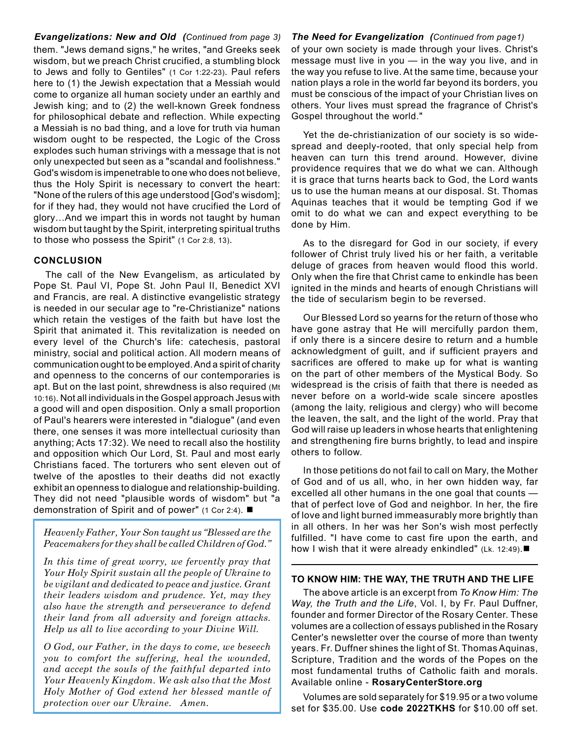***Evangelizations: New and Old*** *(Continued from page 3)*

them. "Jews demand signs," he writes, "and Greeks seek wisdom, but we preach Christ crucified, a stumbling block to Jews and folly to Gentiles" (1 Cor 1:22-23). Paul refers here to (1) the Jewish expectation that a Messiah would come to organize all human society under an earthly and Jewish king; and to (2) the well-known Greek fondness for philosophical debate and reflection. While expecting a Messiah is no bad thing, and a love for truth via human wisdom ought to be respected, the Logic of the Cross explodes such human strivings with a message that is not only unexpected but seen as a "scandal and foolishness." God's wisdom is impenetrable to one who does not believe, thus the Holy Spirit is necessary to convert the heart: "None of the rulers of this age understood [God's wisdom]; for if they had, they would not have crucified the Lord of glory…And we impart this in words not taught by human wisdom but taught by the Spirit, interpreting spiritual truths to those who possess the Spirit" (1 Cor 2:8, 13).

**CONCLUSION**

The call of the New Evangelism, as articulated by Pope St. Paul VI, Pope St. John Paul II, Benedict XVI and Francis, are real. A distinctive evangelistic strategy is needed in our secular age to "re-Christianize" nations which retain the vestiges of the faith but have lost the Spirit that animated it. This revitalization is needed on every level of the Church's life: catechesis, pastoral ministry, social and political action. All modern means of communication ought to be employed. And a spirit of charity and openness to the concerns of our contemporaries is apt. But on the last point, shrewdness is also required (Mt 10:16). Not all individuals in the Gospel approach Jesus with a good will and open disposition. Only a small proportion of Paul's hearers were interested in "dialogue" (and even there, one senses it was more intellectual curiosity than anything; Acts 17:32). We need to recall also the hostility and opposition which Our Lord, St. Paul and most early Christians faced. The torturers who sent eleven out of twelve of the apostles to their deaths did not exactly exhibit an openness to dialogue and relationship-building. They did not need "plausible words of wisdom" but "a demonstration of Spirit and of power" (1 Cor 2:4). ■

*Heavenly Father, Your Son taught us "Blessed are the Peacemakers for they shall be called Children of God."*

*In this time of great worry, we fervently pray that Your Holy Spirit sustain all the people of Ukraine to be vigilant and dedicated to peace and justice. Grant their leaders wisdom and prudence. Yet, may they also have the strength and perseverance to defend their land from all adversity and foreign attacks. Help us all to live according to your Divine Will.*

*O God, our Father, in the days to come, we beseech you to comfort the suffering, heal the wounded, and accept the souls of the faithful departed into Your Heavenly Kingdom. We ask also that the Most Holy Mother of God extend her blessed mantle of protection over our Ukraine. Amen.*

***The Need for Evangelization*** *(Continued from page1)*

of your own society is made through your lives. Christ's message must live in you — in the way you live, and in the way you refuse to live. At the same time, because your nation plays a role in the world far beyond its borders, you must be conscious of the impact of your Christian lives on others. Your lives must spread the fragrance of Christ's Gospel throughout the world."

Yet the de-christianization of our society is so widespread and deeply-rooted, that only special help from heaven can turn this trend around. However, divine providence requires that we do what we can. Although it is grace that turns hearts back to God, the Lord wants us to use the human means at our disposal. St. Thomas Aquinas teaches that it would be tempting God if we omit to do what we can and expect everything to be done by Him.

As to the disregard for God in our society, if every follower of Christ truly lived his or her faith, a veritable deluge of graces from heaven would flood this world. Only when the fire that Christ came to enkindle has been ignited in the minds and hearts of enough Christians will the tide of secularism begin to be reversed.

Our Blessed Lord so yearns for the return of those who have gone astray that He will mercifully pardon them, if only there is a sincere desire to return and a humble acknowledgment of guilt, and if sufficient prayers and sacrifices are offered to make up for what is wanting on the part of other members of the Mystical Body. So widespread is the crisis of faith that there is needed as never before on a world-wide scale sincere apostles (among the laity, religious and clergy) who will become the leaven, the salt, and the light of the world. Pray that God will raise up leaders in whose hearts that enlightening and strengthening fire burns brightly, to lead and inspire others to follow.

In those petitions do not fail to call on Mary, the Mother of God and of us all, who, in her own hidden way, far excelled all other humans in the one goal that counts — that of perfect love of God and neighbor. In her, the fire of love and light burned immeasurably more brightly than in all others. In her was her Son's wish most perfectly fulfilled. "I have come to cast fire upon the earth, and how I wish that it were already enkindled" (Lk. 12:49).■

**TO KNOW HIM: THE WAY, THE TRUTH AND THE LIFE**

The above article is an excerpt from *To Know Him: The Way, the Truth and the Life*, Vol. I, by Fr. Paul Duffner, founder and former Director of the Rosary Center. These volumes are a collection of essays published in the Rosary Center's newsletter over the course of more than twenty years. Fr. Duffner shines the light of St. Thomas Aquinas, Scripture, Tradition and the words of the Popes on the most fundamental truths of Catholic faith and morals. Available online - **RosaryCenterStore.org**

Volumes are sold separately for $19.95 or a two volume set for $35.00. Use **code 2022TKHS** for $10.00 off set.